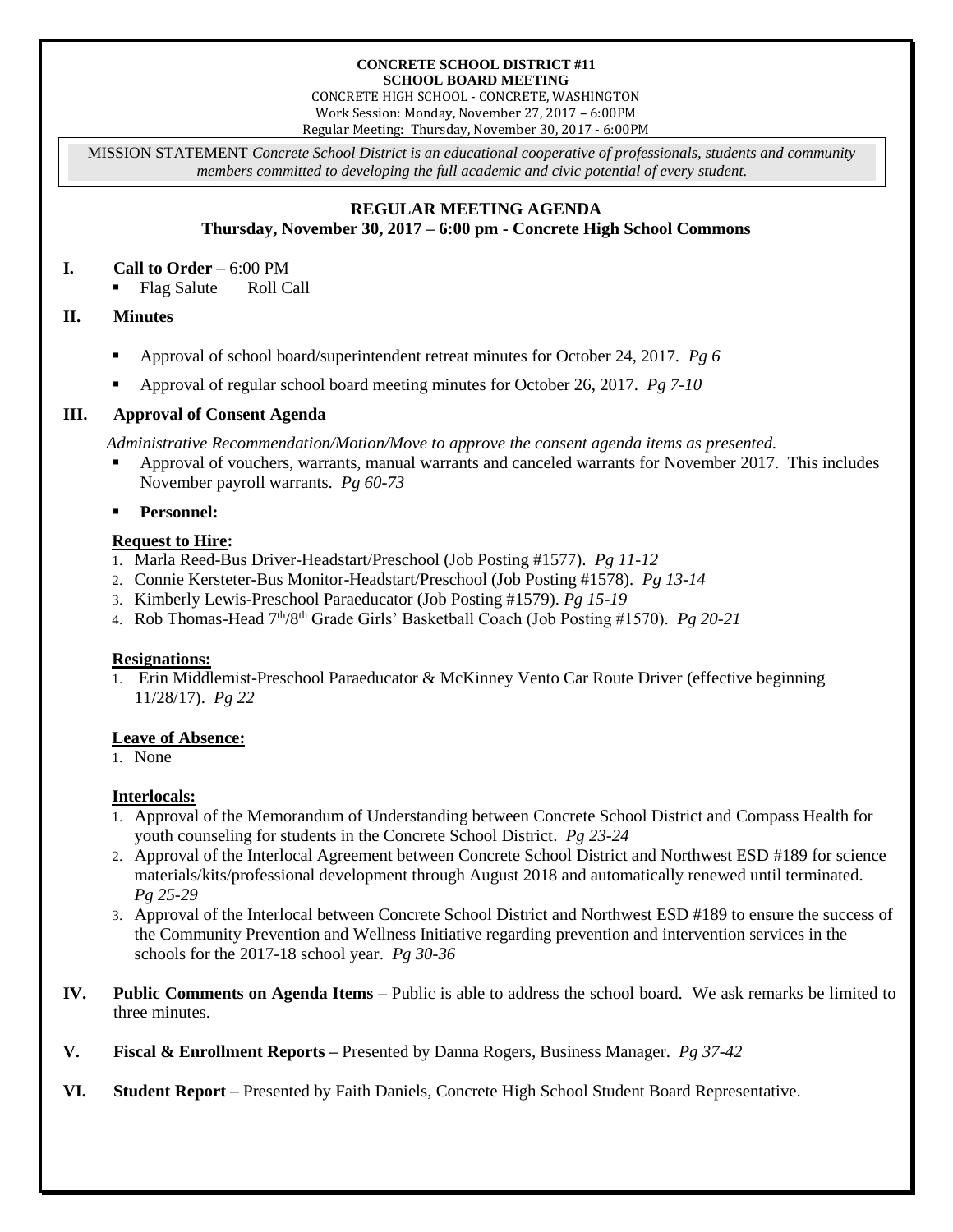**CONCRETE SCHOOL DISTRICT #11**
**SCHOOL BOARD MEETING**
CONCRETE HIGH SCHOOL - CONCRETE, WASHINGTON
Work Session: Monday, November 27, 2017 – 6:00PM
Regular Meeting: Thursday, November 30, 2017 - 6:00PM

MISSION STATEMENT *Concrete School District is an educational cooperative of professionals, students and community members committed to developing the full academic and civic potential of every student.*

## REGULAR MEETING AGENDA
**Thursday, November 30, 2017 – 6:00 pm - Concrete High School Commons**

### I. Call to Order – 6:00 PM

- Flag Salute    Roll Call

### II. Minutes

- Approval of school board/superintendent retreat minutes for October 24, 2017. *Pg 6*
- Approval of regular school board meeting minutes for October 26, 2017. *Pg 7-10*

### III. Approval of Consent Agenda

*Administrative Recommendation/Motion/Move to approve the consent agenda items as presented.*

- Approval of vouchers, warrants, manual warrants and canceled warrants for November 2017. This includes November payroll warrants. *Pg 60-73*
- **Personnel:**

**Request to Hire:**

1. Marla Reed-Bus Driver-Headstart/Preschool (Job Posting #1577). *Pg 11-12*
2. Connie Kersteter-Bus Monitor-Headstart/Preschool (Job Posting #1578). *Pg 13-14*
3. Kimberly Lewis-Preschool Paraeducator (Job Posting #1579). *Pg 15-19*
4. Rob Thomas-Head 7th/8th Grade Girls' Basketball Coach (Job Posting #1570). *Pg 20-21*

**Resignations:**

1. Erin Middlemist-Preschool Paraeducator & McKinney Vento Car Route Driver (effective beginning 11/28/17). *Pg 22*

**Leave of Absence:**

1. None

**Interlocals:**

1. Approval of the Memorandum of Understanding between Concrete School District and Compass Health for youth counseling for students in the Concrete School District. *Pg 23-24*
2. Approval of the Interlocal Agreement between Concrete School District and Northwest ESD #189 for science materials/kits/professional development through August 2018 and automatically renewed until terminated. *Pg 25-29*
3. Approval of the Interlocal between Concrete School District and Northwest ESD #189 to ensure the success of the Community Prevention and Wellness Initiative regarding prevention and intervention services in the schools for the 2017-18 school year. *Pg 30-36*

### IV. Public Comments on Agenda Items – Public is able to address the school board. We ask remarks be limited to three minutes.

### V. Fiscal & Enrollment Reports – Presented by Danna Rogers, Business Manager. *Pg 37-42*

### VI. Student Report – Presented by Faith Daniels, Concrete High School Student Board Representative.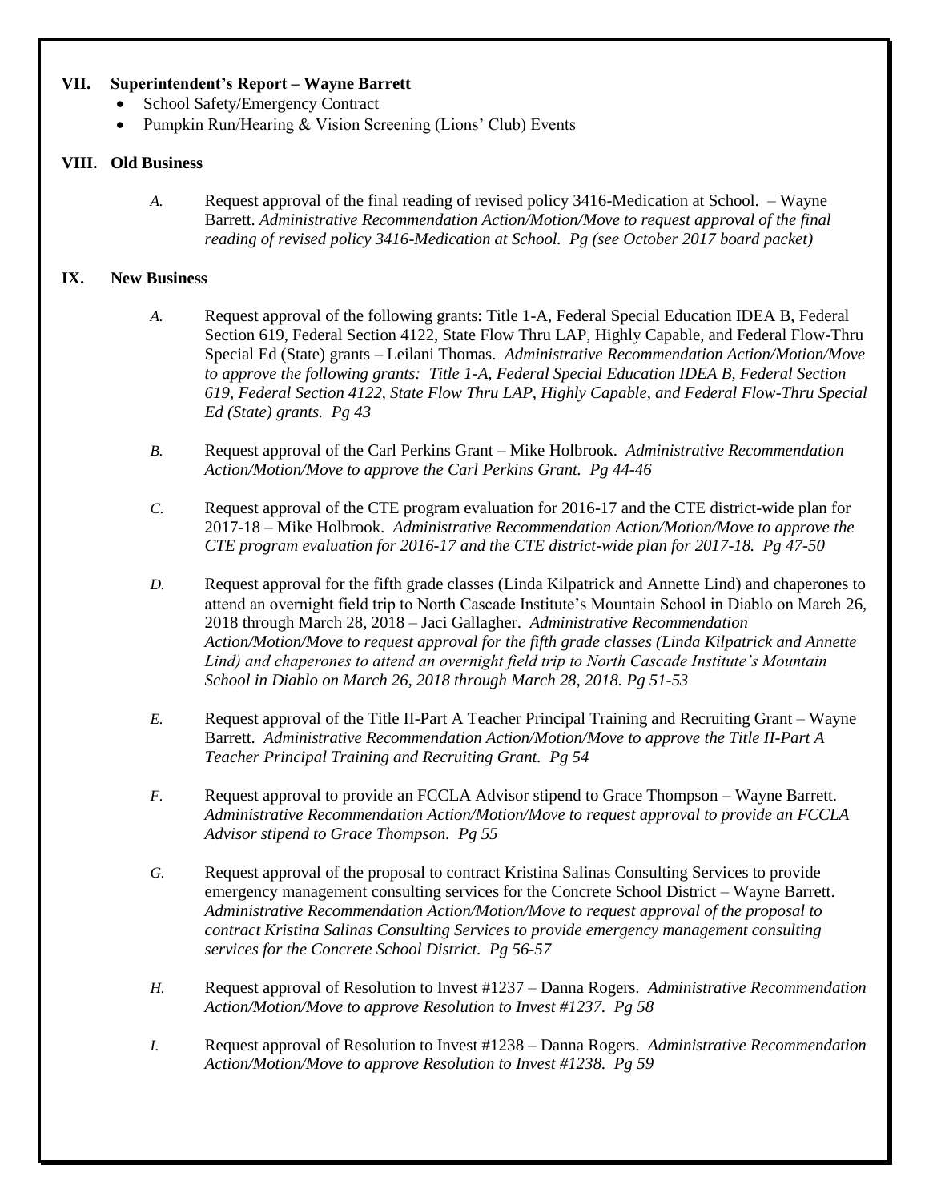## VII. Superintendent's Report – Wayne Barrett

- School Safety/Emergency Contract
- Pumpkin Run/Hearing & Vision Screening (Lions' Club) Events

## VIII. Old Business

*A.* Request approval of the final reading of revised policy 3416-Medication at School. – Wayne Barrett. *Administrative Recommendation Action/Motion/Move to request approval of the final reading of revised policy 3416-Medication at School. Pg (see October 2017 board packet)*

## IX. New Business

*A.* Request approval of the following grants: Title 1-A, Federal Special Education IDEA B, Federal Section 619, Federal Section 4122, State Flow Thru LAP, Highly Capable, and Federal Flow-Thru Special Ed (State) grants – Leilani Thomas. *Administrative Recommendation Action/Motion/Move to approve the following grants: Title 1-A, Federal Special Education IDEA B, Federal Section 619, Federal Section 4122, State Flow Thru LAP, Highly Capable, and Federal Flow-Thru Special Ed (State) grants. Pg 43*

*B.* Request approval of the Carl Perkins Grant – Mike Holbrook. *Administrative Recommendation Action/Motion/Move to approve the Carl Perkins Grant. Pg 44-46*

*C.* Request approval of the CTE program evaluation for 2016-17 and the CTE district-wide plan for 2017-18 – Mike Holbrook. *Administrative Recommendation Action/Motion/Move to approve the CTE program evaluation for 2016-17 and the CTE district-wide plan for 2017-18. Pg 47-50*

*D.* Request approval for the fifth grade classes (Linda Kilpatrick and Annette Lind) and chaperones to attend an overnight field trip to North Cascade Institute's Mountain School in Diablo on March 26, 2018 through March 28, 2018 – Jaci Gallagher. *Administrative Recommendation Action/Motion/Move to request approval for the fifth grade classes (Linda Kilpatrick and Annette Lind) and chaperones to attend an overnight field trip to North Cascade Institute's Mountain School in Diablo on March 26, 2018 through March 28, 2018. Pg 51-53*

*E.* Request approval of the Title II-Part A Teacher Principal Training and Recruiting Grant – Wayne Barrett. *Administrative Recommendation Action/Motion/Move to approve the Title II-Part A Teacher Principal Training and Recruiting Grant. Pg 54*

*F.* Request approval to provide an FCCLA Advisor stipend to Grace Thompson – Wayne Barrett. *Administrative Recommendation Action/Motion/Move to request approval to provide an FCCLA Advisor stipend to Grace Thompson. Pg 55*

*G.* Request approval of the proposal to contract Kristina Salinas Consulting Services to provide emergency management consulting services for the Concrete School District – Wayne Barrett. *Administrative Recommendation Action/Motion/Move to request approval of the proposal to contract Kristina Salinas Consulting Services to provide emergency management consulting services for the Concrete School District. Pg 56-57*

*H.* Request approval of Resolution to Invest #1237 – Danna Rogers. *Administrative Recommendation Action/Motion/Move to approve Resolution to Invest #1237. Pg 58*

*I.* Request approval of Resolution to Invest #1238 – Danna Rogers. *Administrative Recommendation Action/Motion/Move to approve Resolution to Invest #1238. Pg 59*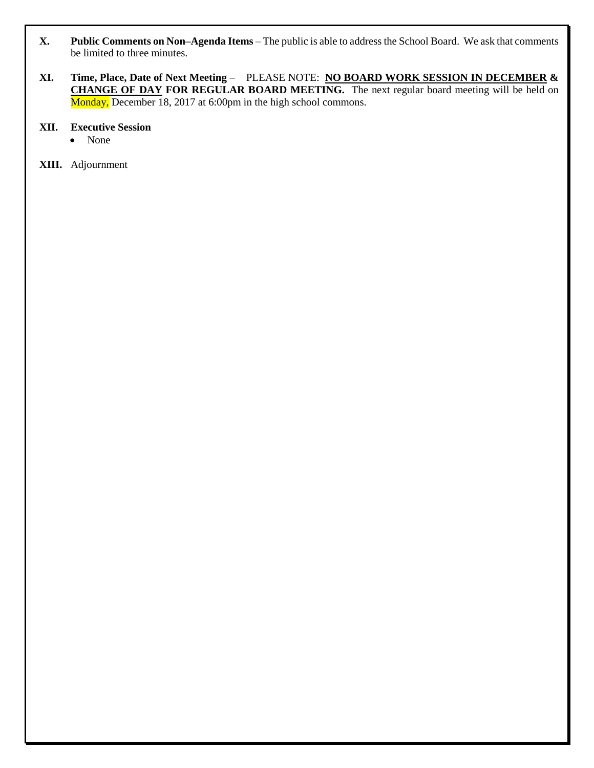**X.** **Public Comments on Non–Agenda Items** – The public is able to address the School Board. We ask that comments be limited to three minutes.

**XI.** **Time, Place, Date of Next Meeting** – PLEASE NOTE: **NO BOARD WORK SESSION IN DECEMBER & CHANGE OF DAY FOR REGULAR BOARD MEETING.** The next regular board meeting will be held on Monday, December 18, 2017 at 6:00pm in the high school commons.

**XII.** **Executive Session**

- None

**XIII.** Adjournment